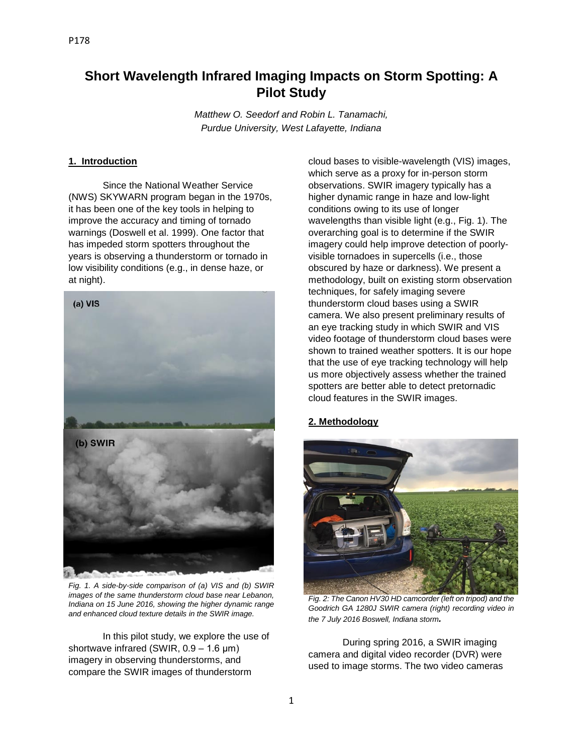# Short Wavelength Infrared Imaging Impacts on Storm Spotting: A Pilot Study

*Matthew O. Seedorf and Robin L. Tanamachi,*
*Purdue University, West Lafayette, Indiana*

## 1. Introduction

Since the National Weather Service (NWS) SKYWARN program began in the 1970s, it has been one of the key tools in helping to improve the accuracy and timing of tornado warnings (Doswell et al. 1999). One factor that has impeded storm spotters throughout the years is observing a thunderstorm or tornado in low visibility conditions (e.g., in dense haze, or at night).

*Fig. 1. A side-by-side comparison of (a) VIS and (b) SWIR images of the same thunderstorm cloud base near Lebanon, Indiana on 15 June 2016, showing the higher dynamic range and enhanced cloud texture details in the SWIR image.*

In this pilot study, we explore the use of shortwave infrared (SWIR, 0.9 – 1.6 μm) imagery in observing thunderstorms, and compare the SWIR images of thunderstorm cloud bases to visible-wavelength (VIS) images, which serve as a proxy for in-person storm observations. SWIR imagery typically has a higher dynamic range in haze and low-light conditions owing to its use of longer wavelengths than visible light (e.g., Fig. 1). The overarching goal is to determine if the SWIR imagery could help improve detection of poorly-visible tornadoes in supercells (i.e., those obscured by haze or darkness). We present a methodology, built on existing storm observation techniques, for safely imaging severe thunderstorm cloud bases using a SWIR camera. We also present preliminary results of an eye tracking study in which SWIR and VIS video footage of thunderstorm cloud bases were shown to trained weather spotters. It is our hope that the use of eye tracking technology will help us more objectively assess whether the trained spotters are better able to detect pretornadic cloud features in the SWIR images.

## 2. Methodology

*Fig. 2: The Canon HV30 HD camcorder (left on tripod) and the Goodrich GA 1280J SWIR camera (right) recording video in the 7 July 2016 Boswell, Indiana storm.*

During spring 2016, a SWIR imaging camera and digital video recorder (DVR) were used to image storms. The two video cameras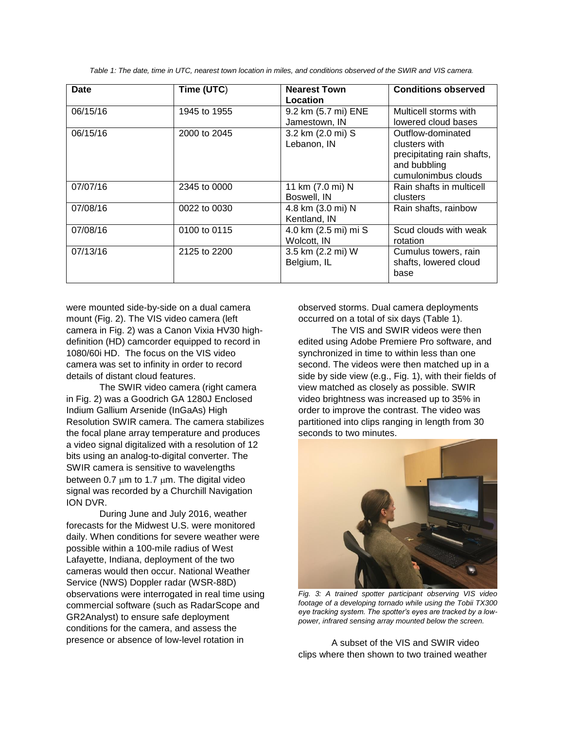Table 1: The date, time in UTC, nearest town location in miles, and conditions observed of the SWIR and VIS camera.

| Date | Time (UTC) | Nearest Town Location | Conditions observed |
|---|---|---|---|
| 06/15/16 | 1945 to 1955 | 9.2 km (5.7 mi) ENE Jamestown, IN | Multicell storms with lowered cloud bases |
| 06/15/16 | 2000 to 2045 | 3.2 km (2.0 mi) S Lebanon, IN | Outflow-dominated clusters with precipitating rain shafts, and bubbling cumulonimbus clouds |
| 07/07/16 | 2345 to 0000 | 11 km (7.0 mi) N Boswell, IN | Rain shafts in multicell clusters |
| 07/08/16 | 0022 to 0030 | 4.8 km (3.0 mi) N Kentland, IN | Rain shafts, rainbow |
| 07/08/16 | 0100 to 0115 | 4.0 km (2.5 mi) mi S Wolcott, IN | Scud clouds with weak rotation |
| 07/13/16 | 2125 to 2200 | 3.5 km (2.2 mi) W Belgium, IL | Cumulus towers, rain shafts, lowered cloud base |

were mounted side-by-side on a dual camera mount (Fig. 2). The VIS video camera (left camera in Fig. 2) was a Canon Vixia HV30 high-definition (HD) camcorder equipped to record in 1080/60i HD. The focus on the VIS video camera was set to infinity in order to record details of distant cloud features.

The SWIR video camera (right camera in Fig. 2) was a Goodrich GA 1280J Enclosed Indium Gallium Arsenide (InGaAs) High Resolution SWIR camera. The camera stabilizes the focal plane array temperature and produces a video signal digitalized with a resolution of 12 bits using an analog-to-digital converter. The SWIR camera is sensitive to wavelengths between 0.7 μm to 1.7 μm. The digital video signal was recorded by a Churchill Navigation ION DVR.

During June and July 2016, weather forecasts for the Midwest U.S. were monitored daily. When conditions for severe weather were possible within a 100-mile radius of West Lafayette, Indiana, deployment of the two cameras would then occur. National Weather Service (NWS) Doppler radar (WSR-88D) observations were interrogated in real time using commercial software (such as RadarScope and GR2Analyst) to ensure safe deployment conditions for the camera, and assess the presence or absence of low-level rotation in observed storms. Dual camera deployments occurred on a total of six days (Table 1).

The VIS and SWIR videos were then edited using Adobe Premiere Pro software, and synchronized in time to within less than one second. The videos were then matched up in a side by side view (e.g., Fig. 1), with their fields of view matched as closely as possible. SWIR video brightness was increased up to 35% in order to improve the contrast. The video was partitioned into clips ranging in length from 30 seconds to two minutes.

*Fig. 3: A trained spotter participant observing VIS video footage of a developing tornado while using the Tobii TX300 eye tracking system. The spotter's eyes are tracked by a low-power, infrared sensing array mounted below the screen.*

A subset of the VIS and SWIR video clips where then shown to two trained weather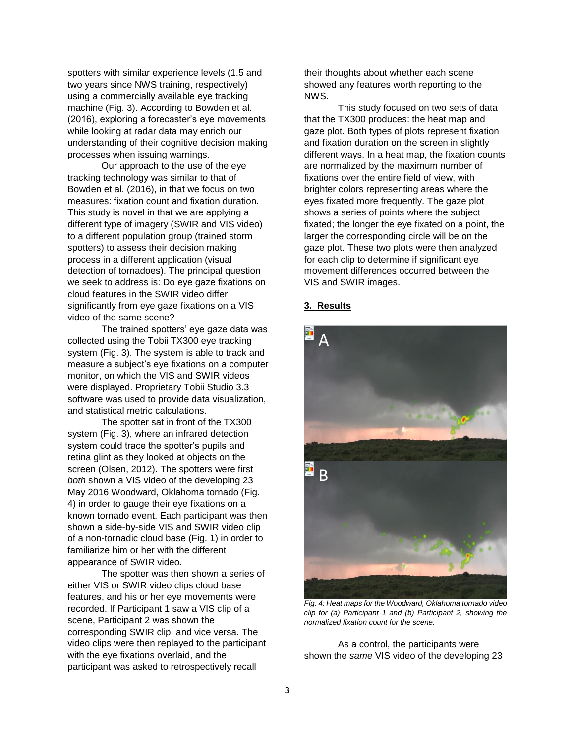spotters with similar experience levels (1.5 and two years since NWS training, respectively) using a commercially available eye tracking machine (Fig. 3). According to Bowden et al. (2016), exploring a forecaster's eye movements while looking at radar data may enrich our understanding of their cognitive decision making processes when issuing warnings.

Our approach to the use of the eye tracking technology was similar to that of Bowden et al. (2016), in that we focus on two measures: fixation count and fixation duration. This study is novel in that we are applying a different type of imagery (SWIR and VIS video) to a different population group (trained storm spotters) to assess their decision making process in a different application (visual detection of tornadoes). The principal question we seek to address is: Do eye gaze fixations on cloud features in the SWIR video differ significantly from eye gaze fixations on a VIS video of the same scene?

The trained spotters' eye gaze data was collected using the Tobii TX300 eye tracking system (Fig. 3). The system is able to track and measure a subject's eye fixations on a computer monitor, on which the VIS and SWIR videos were displayed. Proprietary Tobii Studio 3.3 software was used to provide data visualization, and statistical metric calculations.

The spotter sat in front of the TX300 system (Fig. 3), where an infrared detection system could trace the spotter's pupils and retina glint as they looked at objects on the screen (Olsen, 2012). The spotters were first *both* shown a VIS video of the developing 23 May 2016 Woodward, Oklahoma tornado (Fig. 4) in order to gauge their eye fixations on a known tornado event. Each participant was then shown a side-by-side VIS and SWIR video clip of a non-tornadic cloud base (Fig. 1) in order to familiarize him or her with the different appearance of SWIR video.

The spotter was then shown a series of either VIS or SWIR video clips cloud base features, and his or her eye movements were recorded. If Participant 1 saw a VIS clip of a scene, Participant 2 was shown the corresponding SWIR clip, and vice versa. The video clips were then replayed to the participant with the eye fixations overlaid, and the participant was asked to retrospectively recall their thoughts about whether each scene showed any features worth reporting to the NWS.

This study focused on two sets of data that the TX300 produces: the heat map and gaze plot. Both types of plots represent fixation and fixation duration on the screen in slightly different ways. In a heat map, the fixation counts are normalized by the maximum number of fixations over the entire field of view, with brighter colors representing areas where the eyes fixated more frequently. The gaze plot shows a series of points where the subject fixated; the longer the eye fixated on a point, the larger the corresponding circle will be on the gaze plot. These two plots were then analyzed for each clip to determine if significant eye movement differences occurred between the VIS and SWIR images.

## 3. Results

*Fig. 4: Heat maps for the Woodward, Oklahoma tornado video clip for (a) Participant 1 and (b) Participant 2, showing the normalized fixation count for the scene.*

As a control, the participants were shown the *same* VIS video of the developing 23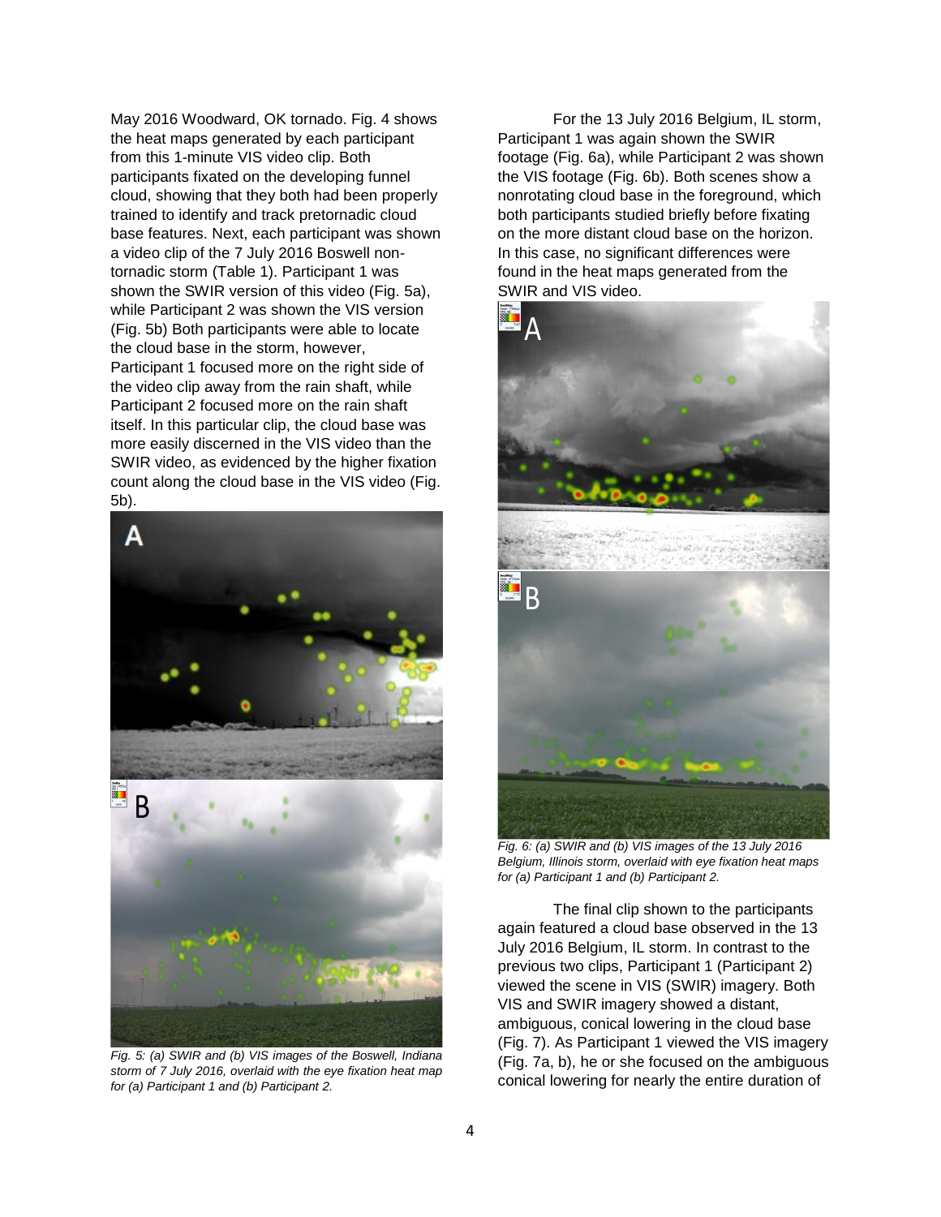May 2016 Woodward, OK tornado. Fig. 4 shows the heat maps generated by each participant from this 1-minute VIS video clip. Both participants fixated on the developing funnel cloud, showing that they both had been properly trained to identify and track pretornadic cloud base features. Next, each participant was shown a video clip of the 7 July 2016 Boswell non-tornadic storm (Table 1). Participant 1 was shown the SWIR version of this video (Fig. 5a), while Participant 2 was shown the VIS version (Fig. 5b) Both participants were able to locate the cloud base in the storm, however, Participant 1 focused more on the right side of the video clip away from the rain shaft, while Participant 2 focused more on the rain shaft itself. In this particular clip, the cloud base was more easily discerned in the VIS video than the SWIR video, as evidenced by the higher fixation count along the cloud base in the VIS video (Fig. 5b).

*Fig. 5: (a) SWIR and (b) VIS images of the Boswell, Indiana storm of 7 July 2016, overlaid with the eye fixation heat map for (a) Participant 1 and (b) Participant 2.*

For the 13 July 2016 Belgium, IL storm, Participant 1 was again shown the SWIR footage (Fig. 6a), while Participant 2 was shown the VIS footage (Fig. 6b). Both scenes show a nonrotating cloud base in the foreground, which both participants studied briefly before fixating on the more distant cloud base on the horizon. In this case, no significant differences were found in the heat maps generated from the SWIR and VIS video.

*Fig. 6: (a) SWIR and (b) VIS images of the 13 July 2016 Belgium, Illinois storm, overlaid with eye fixation heat maps for (a) Participant 1 and (b) Participant 2.*

The final clip shown to the participants again featured a cloud base observed in the 13 July 2016 Belgium, IL storm. In contrast to the previous two clips, Participant 1 (Participant 2) viewed the scene in VIS (SWIR) imagery. Both VIS and SWIR imagery showed a distant, ambiguous, conical lowering in the cloud base (Fig. 7). As Participant 1 viewed the VIS imagery (Fig. 7a, b), he or she focused on the ambiguous conical lowering for nearly the entire duration of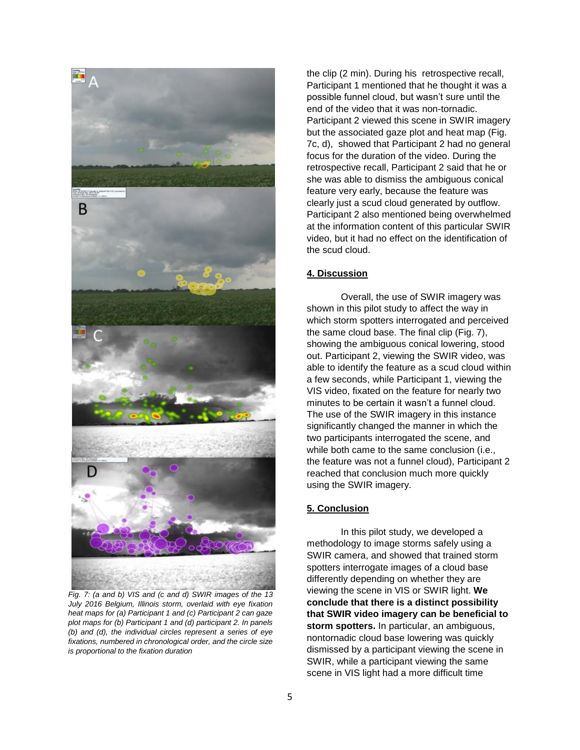Fig. 7: (a and b) VIS and (c and d) SWIR images of the 13 July 2016 Belgium, Illinois storm, overlaid with eye fixation heat maps for (a) Participant 1 and (c) Participant 2 can gaze plot maps for (b) Participant 1 and (d) participant 2. In panels (b) and (d), the individual circles represent a series of eye fixations, numbered in chronological order, and the circle size is proportional to the fixation duration

the clip (2 min). During his retrospective recall, Participant 1 mentioned that he thought it was a possible funnel cloud, but wasn't sure until the end of the video that it was non-tornadic. Participant 2 viewed this scene in SWIR imagery but the associated gaze plot and heat map (Fig. 7c, d), showed that Participant 2 had no general focus for the duration of the video. During the retrospective recall, Participant 2 said that he or she was able to dismiss the ambiguous conical feature very early, because the feature was clearly just a scud cloud generated by outflow. Participant 2 also mentioned being overwhelmed at the information content of this particular SWIR video, but it had no effect on the identification of the scud cloud.

## 4. Discussion

Overall, the use of SWIR imagery was shown in this pilot study to affect the way in which storm spotters interrogated and perceived the same cloud base. The final clip (Fig. 7), showing the ambiguous conical lowering, stood out. Participant 2, viewing the SWIR video, was able to identify the feature as a scud cloud within a few seconds, while Participant 1, viewing the VIS video, fixated on the feature for nearly two minutes to be certain it wasn't a funnel cloud. The use of the SWIR imagery in this instance significantly changed the manner in which the two participants interrogated the scene, and while both came to the same conclusion (i.e., the feature was not a funnel cloud), Participant 2 reached that conclusion much more quickly using the SWIR imagery.

## 5. Conclusion

In this pilot study, we developed a methodology to image storms safely using a SWIR camera, and showed that trained storm spotters interrogate images of a cloud base differently depending on whether they are viewing the scene in VIS or SWIR light. **We conclude that there is a distinct possibility that SWIR video imagery can be beneficial to storm spotters.** In particular, an ambiguous, nontornadic cloud base lowering was quickly dismissed by a participant viewing the scene in SWIR, while a participant viewing the same scene in VIS light had a more difficult time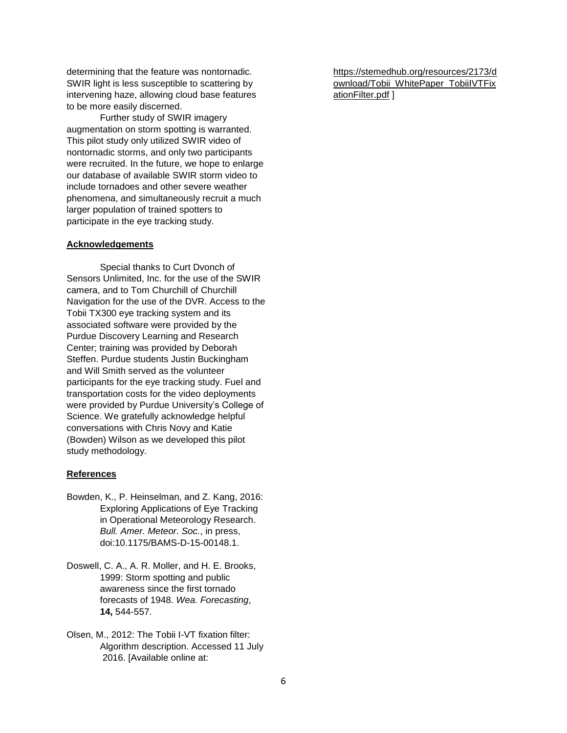determining that the feature was nontornadic. SWIR light is less susceptible to scattering by intervening haze, allowing cloud base features to be more easily discerned.

Further study of SWIR imagery augmentation on storm spotting is warranted. This pilot study only utilized SWIR video of nontornadic storms, and only two participants were recruited. In the future, we hope to enlarge our database of available SWIR storm video to include tornadoes and other severe weather phenomena, and simultaneously recruit a much larger population of trained spotters to participate in the eye tracking study.

## Acknowledgements

Special thanks to Curt Dvonch of Sensors Unlimited, Inc. for the use of the SWIR camera, and to Tom Churchill of Churchill Navigation for the use of the DVR. Access to the Tobii TX300 eye tracking system and its associated software were provided by the Purdue Discovery Learning and Research Center; training was provided by Deborah Steffen. Purdue students Justin Buckingham and Will Smith served as the volunteer participants for the eye tracking study. Fuel and transportation costs for the video deployments were provided by Purdue University's College of Science. We gratefully acknowledge helpful conversations with Chris Novy and Katie (Bowden) Wilson as we developed this pilot study methodology.

## References

Bowden, K., P. Heinselman, and Z. Kang, 2016: Exploring Applications of Eye Tracking in Operational Meteorology Research. *Bull. Amer. Meteor. Soc.*, in press, doi:10.1175/BAMS-D-15-00148.1.

Doswell, C. A., A. R. Moller, and H. E. Brooks, 1999: Storm spotting and public awareness since the first tornado forecasts of 1948. *Wea. Forecasting*, **14,** 544-557.

Olsen, M., 2012: The Tobii I-VT fixation filter: Algorithm description. Accessed 11 July 2016. [Available online at: https://stemedhub.org/resources/2173/download/Tobii_WhitePaper_TobiiIVTFixationFilter.pdf ]